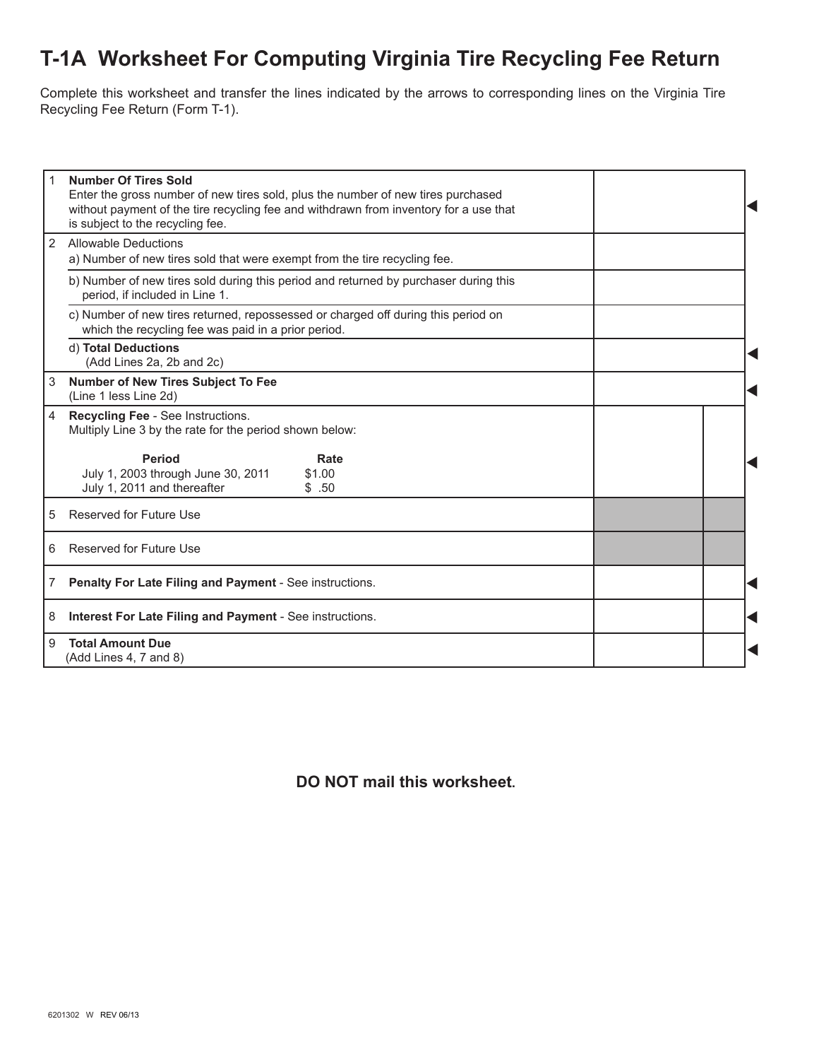# T-1A Worksheet For Computing Virginia Tire Recycling Fee Return

Complete this worksheet and transfer the lines indicated by the arrows to corresponding lines on the Virginia Tire Recycling Fee Return (Form T-1).

| | | | | |
|---|---|---|---|---|
| 1 | **Number Of Tires Sold**<br>Enter the gross number of new tires sold, plus the number of new tires purchased without payment of the tire recycling fee and withdrawn from inventory for a use that is subject to the recycling fee. | | | ◀ |
| 2 | Allowable Deductions<br>a) Number of new tires sold that were exempt from the tire recycling fee. | | | |
| | b) Number of new tires sold during this period and returned by purchaser during this period, if included in Line 1. | | | |
| | c) Number of new tires returned, repossessed or charged off during this period on which the recycling fee was paid in a prior period. | | | |
| | d) **Total Deductions**<br>(Add Lines 2a, 2b and 2c) | | | ◀ |
| 3 | **Number of New Tires Subject To Fee**<br>(Line 1 less Line 2d) | | | ◀ |
| 4 | **Recycling Fee** - See Instructions.<br>Multiply Line 3 by the rate for the period shown below:<br>**Period** / **Rate**<br>July 1, 2003 through June 30, 2011 — $1.00<br>July 1, 2011 and thereafter — $ .50 | | | ◀ |
| 5 | Reserved for Future Use | | | |
| 6 | Reserved for Future Use | | | |
| 7 | **Penalty For Late Filing and Payment** - See instructions. | | | ◀ |
| 8 | **Interest For Late Filing and Payment** - See instructions. | | | ◀ |
| 9 | **Total Amount Due**<br>(Add Lines 4, 7 and 8) | | | ◀ |

**DO NOT mail this worksheet.**

6201302 W REV 06/13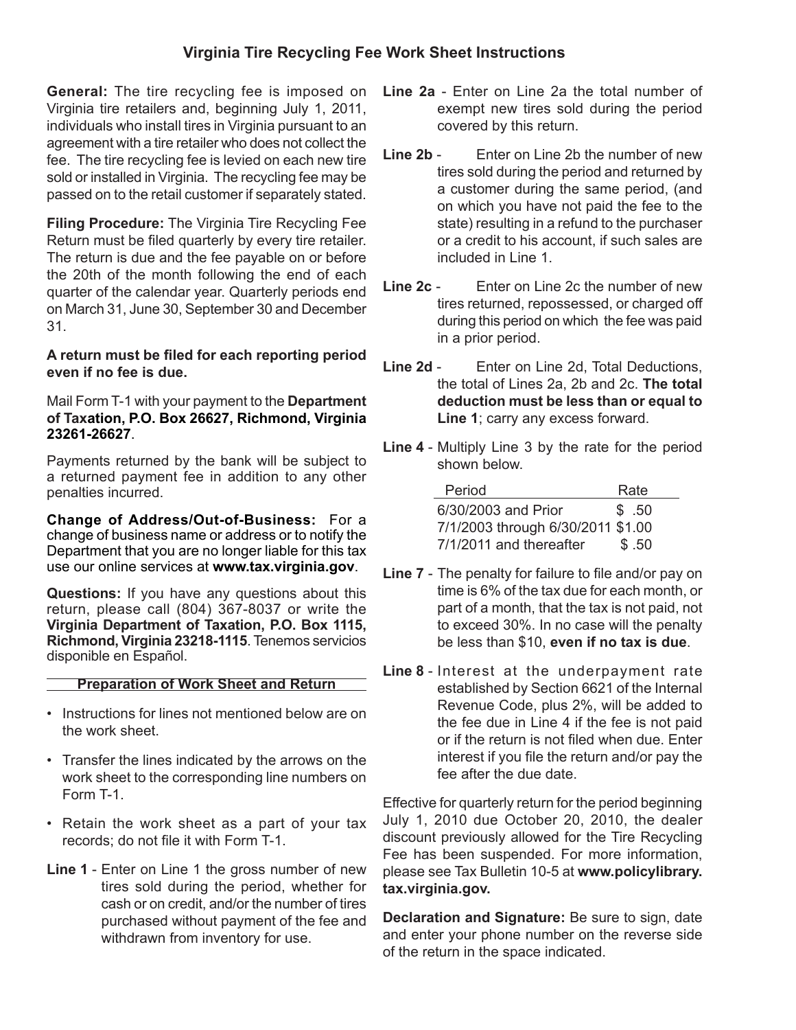## Virginia Tire Recycling Fee Work Sheet Instructions

**General:** The tire recycling fee is imposed on Virginia tire retailers and, beginning July 1, 2011, individuals who install tires in Virginia pursuant to an agreement with a tire retailer who does not collect the fee. The tire recycling fee is levied on each new tire sold or installed in Virginia. The recycling fee may be passed on to the retail customer if separately stated.

**Filing Procedure:** The Virginia Tire Recycling Fee Return must be filed quarterly by every tire retailer. The return is due and the fee payable on or before the 20th of the month following the end of each quarter of the calendar year. Quarterly periods end on March 31, June 30, September 30 and December 31.

**A return must be filed for each reporting period even if no fee is due.**

Mail Form T-1 with your payment to the **Department of Taxation, P.O. Box 26627, Richmond, Virginia 23261-26627**.

Payments returned by the bank will be subject to a returned payment fee in addition to any other penalties incurred.

**Change of Address/Out-of-Business:** For a change of business name or address or to notify the Department that you are no longer liable for this tax use our online services at **www.tax.virginia.gov**.

**Questions:** If you have any questions about this return, please call (804) 367-8037 or write the **Virginia Department of Taxation, P.O. Box 1115, Richmond, Virginia 23218-1115**. Tenemos servicios disponible en Español.

### Preparation of Work Sheet and Return

- Instructions for lines not mentioned below are on the work sheet.
- Transfer the lines indicated by the arrows on the work sheet to the corresponding line numbers on Form T-1.
- Retain the work sheet as a part of your tax records; do not file it with Form T-1.

**Line 1** - Enter on Line 1 the gross number of new tires sold during the period, whether for cash or on credit, and/or the number of tires purchased without payment of the fee and withdrawn from inventory for use.

**Line 2a** - Enter on Line 2a the total number of exempt new tires sold during the period covered by this return.

**Line 2b** - Enter on Line 2b the number of new tires sold during the period and returned by a customer during the same period, (and on which you have not paid the fee to the state) resulting in a refund to the purchaser or a credit to his account, if such sales are included in Line 1.

**Line 2c** - Enter on Line 2c the number of new tires returned, repossessed, or charged off during this period on which the fee was paid in a prior period.

**Line 2d** - Enter on Line 2d, Total Deductions, the total of Lines 2a, 2b and 2c. **The total deduction must be less than or equal to Line 1**; carry any excess forward.

**Line 4** - Multiply Line 3 by the rate for the period shown below.

| Period | Rate |
|---|---|
| 6/30/2003 and Prior | $ .50 |
| 7/1/2003 through 6/30/2011 | $1.00 |
| 7/1/2011 and thereafter | $ .50 |

**Line 7** - The penalty for failure to file and/or pay on time is 6% of the tax due for each month, or part of a month, that the tax is not paid, not to exceed 30%. In no case will the penalty be less than $10, **even if no tax is due**.

**Line 8** - Interest at the underpayment rate established by Section 6621 of the Internal Revenue Code, plus 2%, will be added to the fee due in Line 4 if the fee is not paid or if the return is not filed when due. Enter interest if you file the return and/or pay the fee after the due date.

Effective for quarterly return for the period beginning July 1, 2010 due October 20, 2010, the dealer discount previously allowed for the Tire Recycling Fee has been suspended. For more information, please see Tax Bulletin 10-5 at **www.policylibrary.tax.virginia.gov.**

**Declaration and Signature:** Be sure to sign, date and enter your phone number on the reverse side of the return in the space indicated.